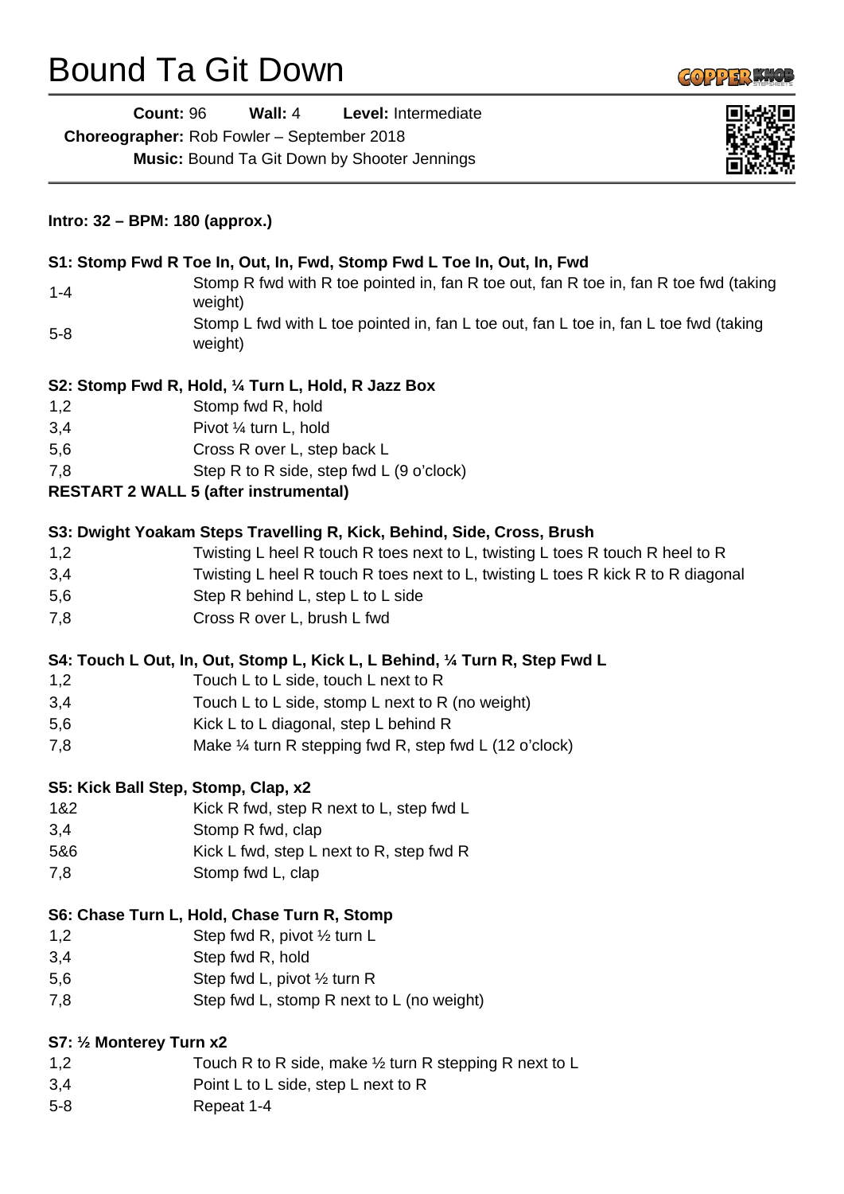# Bound Ta Git Down

**Count:** 96 **Wall:** 4 **Level:** Intermediate
**Choreographer:** Rob Fowler – September 2018
**Music:** Bound Ta Git Down by Shooter Jennings

**Intro: 32 – BPM: 180 (approx.)**

**S1: Stomp Fwd R Toe In, Out, In, Fwd, Stomp Fwd L Toe In, Out, In, Fwd**

| | |
|---|---|
| 1-4 | Stomp R fwd with R toe pointed in, fan R toe out, fan R toe in, fan R toe fwd (taking weight) |
| 5-8 | Stomp L fwd with L toe pointed in, fan L toe out, fan L toe in, fan L toe fwd (taking weight) |

**S2: Stomp Fwd R, Hold, ¼ Turn L, Hold, R Jazz Box**

| | |
|---|---|
| 1,2 | Stomp fwd R, hold |
| 3,4 | Pivot ¼ turn L, hold |
| 5,6 | Cross R over L, step back L |
| 7,8 | Step R to R side, step fwd L (9 o'clock) |

**RESTART 2 WALL 5 (after instrumental)**

**S3: Dwight Yoakam Steps Travelling R, Kick, Behind, Side, Cross, Brush**

| | |
|---|---|
| 1,2 | Twisting L heel R touch R toes next to L, twisting L toes R touch R heel to R |
| 3,4 | Twisting L heel R touch R toes next to L, twisting L toes R kick R to R diagonal |
| 5,6 | Step R behind L, step L to L side |
| 7,8 | Cross R over L, brush L fwd |

**S4: Touch L Out, In, Out, Stomp L, Kick L, L Behind, ¼ Turn R, Step Fwd L**

| | |
|---|---|
| 1,2 | Touch L to L side, touch L next to R |
| 3,4 | Touch L to L side, stomp L next to R (no weight) |
| 5,6 | Kick L to L diagonal, step L behind R |
| 7,8 | Make ¼ turn R stepping fwd R, step fwd L (12 o'clock) |

**S5: Kick Ball Step, Stomp, Clap, x2**

| | |
|---|---|
| 1&2 | Kick R fwd, step R next to L, step fwd L |
| 3,4 | Stomp R fwd, clap |
| 5&6 | Kick L fwd, step L next to R, step fwd R |
| 7,8 | Stomp fwd L, clap |

**S6: Chase Turn L, Hold, Chase Turn R, Stomp**

| | |
|---|---|
| 1,2 | Step fwd R, pivot ½ turn L |
| 3,4 | Step fwd R, hold |
| 5,6 | Step fwd L, pivot ½ turn R |
| 7,8 | Step fwd L, stomp R next to L (no weight) |

**S7: ½ Monterey Turn x2**

| | |
|---|---|
| 1,2 | Touch R to R side, make ½ turn R stepping R next to L |
| 3,4 | Point L to L side, step L next to R |
| 5-8 | Repeat 1-4 |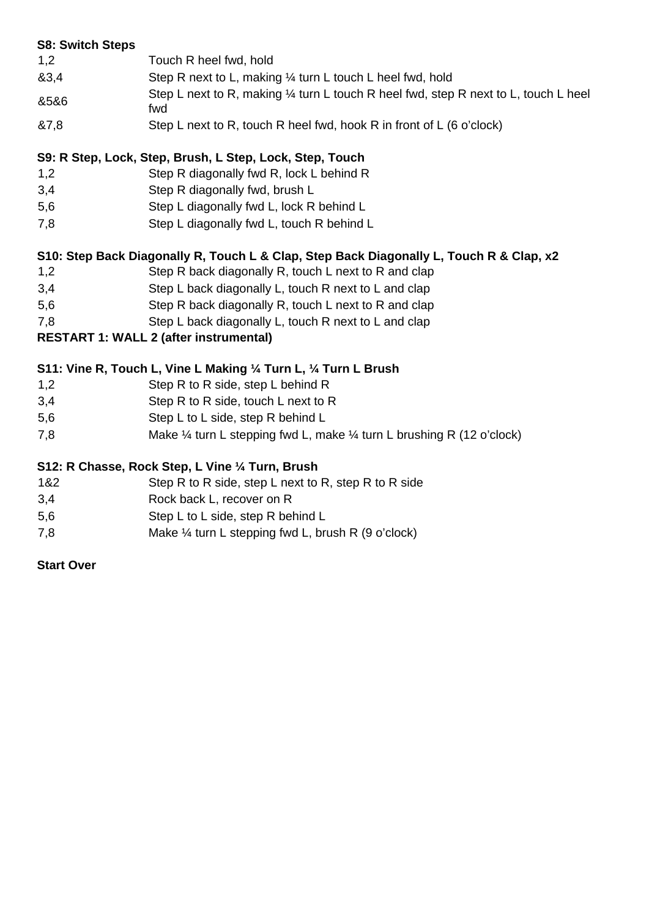**S8: Switch Steps**

| | |
|---|---|
| 1,2 | Touch R heel fwd, hold |
| &3,4 | Step R next to L, making ¼ turn L touch L heel fwd, hold |
| &5&6 | Step L next to R, making ¼ turn L touch R heel fwd, step R next to L, touch L heel fwd |
| &7,8 | Step L next to R, touch R heel fwd, hook R in front of L (6 o'clock) |

**S9: R Step, Lock, Step, Brush, L Step, Lock, Step, Touch**

| | |
|---|---|
| 1,2 | Step R diagonally fwd R, lock L behind R |
| 3,4 | Step R diagonally fwd, brush L |
| 5,6 | Step L diagonally fwd L, lock R behind L |
| 7,8 | Step L diagonally fwd L, touch R behind L |

**S10: Step Back Diagonally R, Touch L & Clap, Step Back Diagonally L, Touch R & Clap, x2**

| | |
|---|---|
| 1,2 | Step R back diagonally R, touch L next to R and clap |
| 3,4 | Step L back diagonally L, touch R next to L and clap |
| 5,6 | Step R back diagonally R, touch L next to R and clap |
| 7,8 | Step L back diagonally L, touch R next to L and clap |

**RESTART 1: WALL 2 (after instrumental)**

**S11: Vine R, Touch L, Vine L Making ¼ Turn L, ¼ Turn L Brush**

| | |
|---|---|
| 1,2 | Step R to R side, step L behind R |
| 3,4 | Step R to R side, touch L next to R |
| 5,6 | Step L to L side, step R behind L |
| 7,8 | Make ¼ turn L stepping fwd L, make ¼ turn L brushing R (12 o'clock) |

**S12: R Chasse, Rock Step, L Vine ¼ Turn, Brush**

| | |
|---|---|
| 1&2 | Step R to R side, step L next to R, step R to R side |
| 3,4 | Rock back L, recover on R |
| 5,6 | Step L to L side, step R behind L |
| 7,8 | Make ¼ turn L stepping fwd L, brush R (9 o'clock) |

**Start Over**